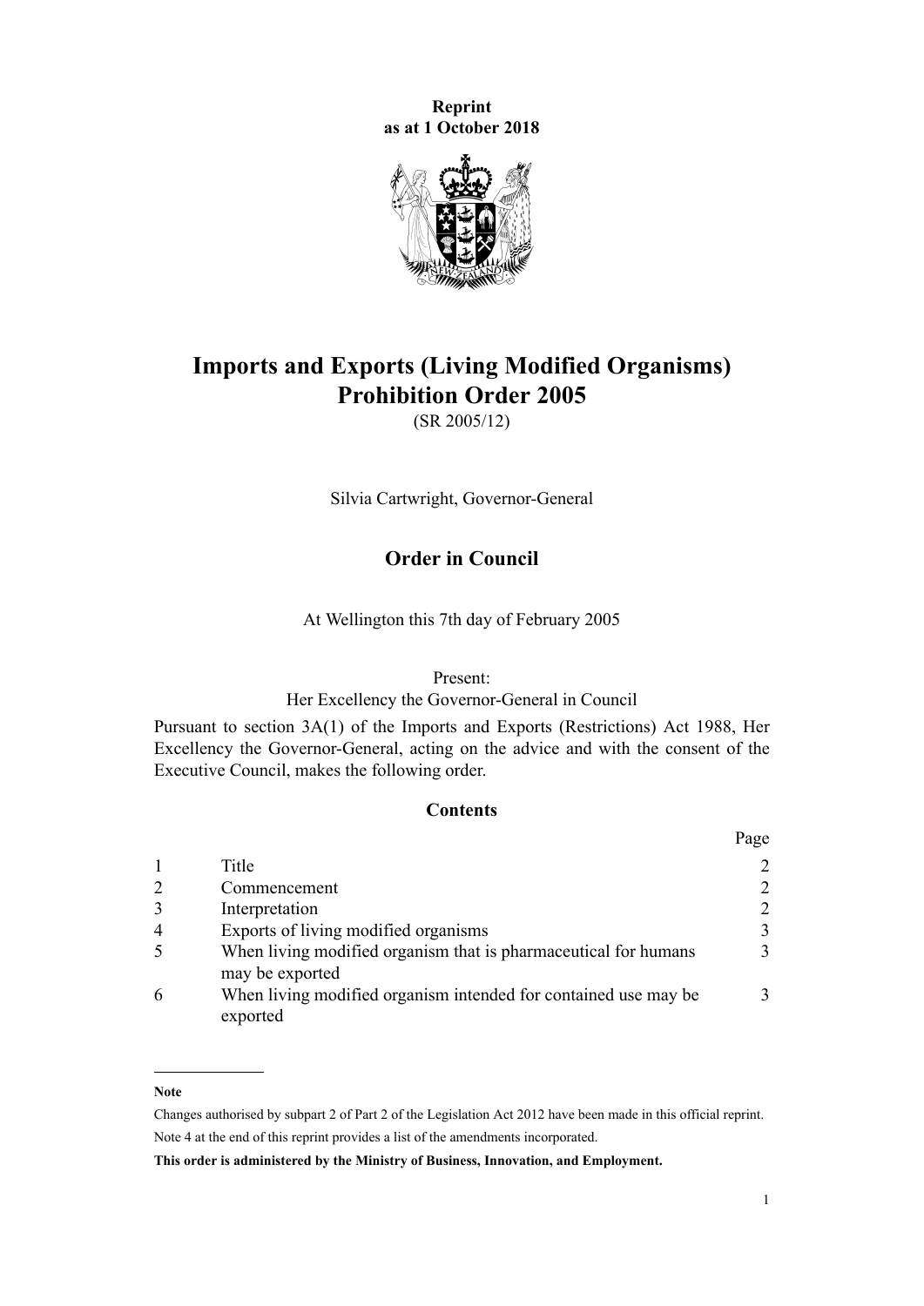**Reprint**
**as at 1 October 2018**

# Imports and Exports (Living Modified Organisms) Prohibition Order 2005

(SR 2005/12)

Silvia Cartwright, Governor-General

## Order in Council

At Wellington this 7th day of February 2005

Present:
Her Excellency the Governor-General in Council

Pursuant to section 3A(1) of the Imports and Exports (Restrictions) Act 1988, Her Excellency the Governor-General, acting on the advice and with the consent of the Executive Council, makes the following order.

### Contents

| | | Page |
|---|---|---|
| 1 | Title | 2 |
| 2 | Commencement | 2 |
| 3 | Interpretation | 2 |
| 4 | Exports of living modified organisms | 3 |
| 5 | When living modified organism that is pharmaceutical for humans may be exported | 3 |
| 6 | When living modified organism intended for contained use may be exported | 3 |

---

**Note**

Changes authorised by subpart 2 of Part 2 of the Legislation Act 2012 have been made in this official reprint.
Note 4 at the end of this reprint provides a list of the amendments incorporated.

**This order is administered by the Ministry of Business, Innovation, and Employment.**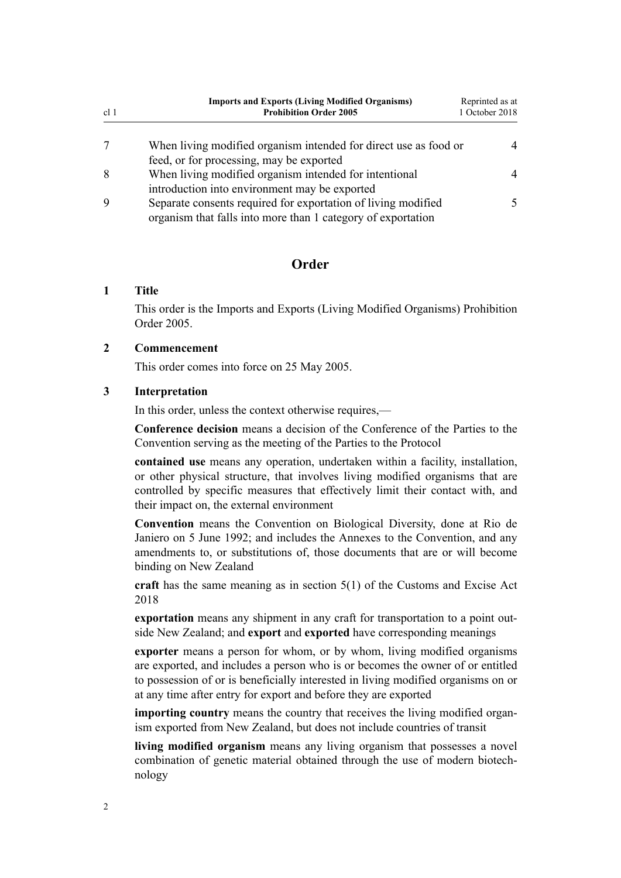| | | |
|---|---|---|
| 7 | When living modified organism intended for direct use as food or feed, or for processing, may be exported | 4 |
| 8 | When living modified organism intended for intentional introduction into environment may be exported | 4 |
| 9 | Separate consents required for exportation of living modified organism that falls into more than 1 category of exportation | 5 |

## Order

### 1 Title

This order is the Imports and Exports (Living Modified Organisms) Prohibition Order 2005.

### 2 Commencement

This order comes into force on 25 May 2005.

### 3 Interpretation

In this order, unless the context otherwise requires,—

**Conference decision** means a decision of the Conference of the Parties to the Convention serving as the meeting of the Parties to the Protocol

**contained use** means any operation, undertaken within a facility, installation, or other physical structure, that involves living modified organisms that are controlled by specific measures that effectively limit their contact with, and their impact on, the external environment

**Convention** means the Convention on Biological Diversity, done at Rio de Janiero on 5 June 1992; and includes the Annexes to the Convention, and any amendments to, or substitutions of, those documents that are or will become binding on New Zealand

**craft** has the same meaning as in section 5(1) of the Customs and Excise Act 2018

**exportation** means any shipment in any craft for transportation to a point outside New Zealand; and **export** and **exported** have corresponding meanings

**exporter** means a person for whom, or by whom, living modified organisms are exported, and includes a person who is or becomes the owner of or entitled to possession of or is beneficially interested in living modified organisms on or at any time after entry for export and before they are exported

**importing country** means the country that receives the living modified organism exported from New Zealand, but does not include countries of transit

**living modified organism** means any living organism that possesses a novel combination of genetic material obtained through the use of modern biotechnology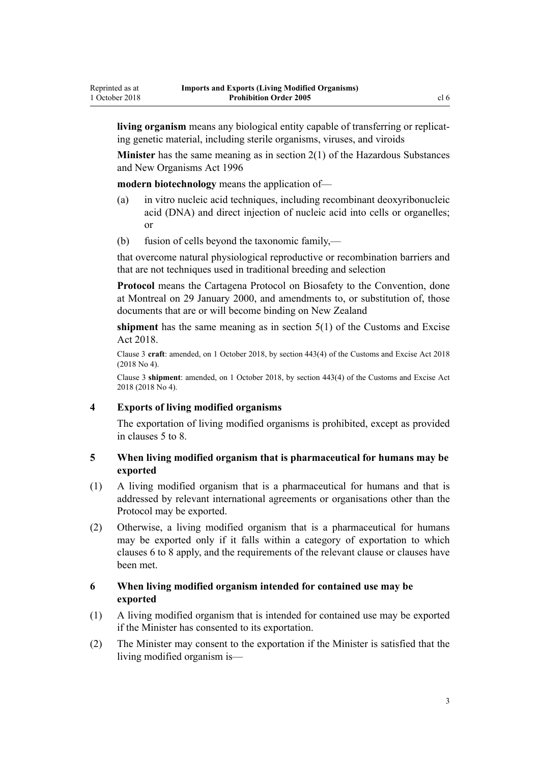**living organism** means any biological entity capable of transferring or replicating genetic material, including sterile organisms, viruses, and viroids

**Minister** has the same meaning as in section 2(1) of the Hazardous Substances and New Organisms Act 1996

**modern biotechnology** means the application of—

- (a) in vitro nucleic acid techniques, including recombinant deoxyribonucleic acid (DNA) and direct injection of nucleic acid into cells or organelles; or
- (b) fusion of cells beyond the taxonomic family,—

that overcome natural physiological reproductive or recombination barriers and that are not techniques used in traditional breeding and selection

**Protocol** means the Cartagena Protocol on Biosafety to the Convention, done at Montreal on 29 January 2000, and amendments to, or substitution of, those documents that are or will become binding on New Zealand

**shipment** has the same meaning as in section 5(1) of the Customs and Excise Act 2018.

Clause 3 **craft**: amended, on 1 October 2018, by section 443(4) of the Customs and Excise Act 2018 (2018 No 4).

Clause 3 **shipment**: amended, on 1 October 2018, by section 443(4) of the Customs and Excise Act 2018 (2018 No 4).

### 4 Exports of living modified organisms

The exportation of living modified organisms is prohibited, except as provided in clauses 5 to 8.

### 5 When living modified organism that is pharmaceutical for humans may be exported

(1) A living modified organism that is a pharmaceutical for humans and that is addressed by relevant international agreements or organisations other than the Protocol may be exported.

(2) Otherwise, a living modified organism that is a pharmaceutical for humans may be exported only if it falls within a category of exportation to which clauses 6 to 8 apply, and the requirements of the relevant clause or clauses have been met.

### 6 When living modified organism intended for contained use may be exported

(1) A living modified organism that is intended for contained use may be exported if the Minister has consented to its exportation.

(2) The Minister may consent to the exportation if the Minister is satisfied that the living modified organism is—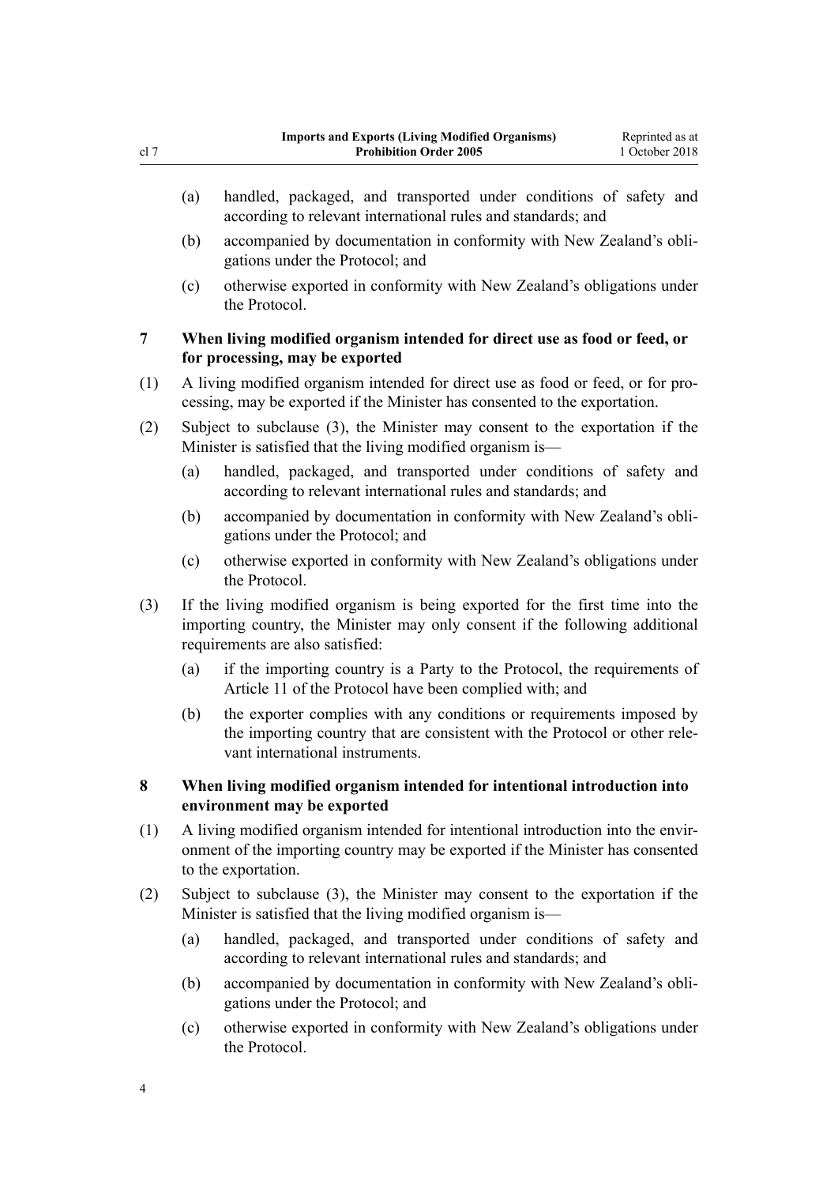(a) handled, packaged, and transported under conditions of safety and according to relevant international rules and standards; and

(b) accompanied by documentation in conformity with New Zealand's obligations under the Protocol; and

(c) otherwise exported in conformity with New Zealand's obligations under the Protocol.

### 7 When living modified organism intended for direct use as food or feed, or for processing, may be exported

(1) A living modified organism intended for direct use as food or feed, or for processing, may be exported if the Minister has consented to the exportation.

(2) Subject to subclause (3), the Minister may consent to the exportation if the Minister is satisfied that the living modified organism is—

(a) handled, packaged, and transported under conditions of safety and according to relevant international rules and standards; and

(b) accompanied by documentation in conformity with New Zealand's obligations under the Protocol; and

(c) otherwise exported in conformity with New Zealand's obligations under the Protocol.

(3) If the living modified organism is being exported for the first time into the importing country, the Minister may only consent if the following additional requirements are also satisfied:

(a) if the importing country is a Party to the Protocol, the requirements of Article 11 of the Protocol have been complied with; and

(b) the exporter complies with any conditions or requirements imposed by the importing country that are consistent with the Protocol or other relevant international instruments.

### 8 When living modified organism intended for intentional introduction into environment may be exported

(1) A living modified organism intended for intentional introduction into the environment of the importing country may be exported if the Minister has consented to the exportation.

(2) Subject to subclause (3), the Minister may consent to the exportation if the Minister is satisfied that the living modified organism is—

(a) handled, packaged, and transported under conditions of safety and according to relevant international rules and standards; and

(b) accompanied by documentation in conformity with New Zealand's obligations under the Protocol; and

(c) otherwise exported in conformity with New Zealand's obligations under the Protocol.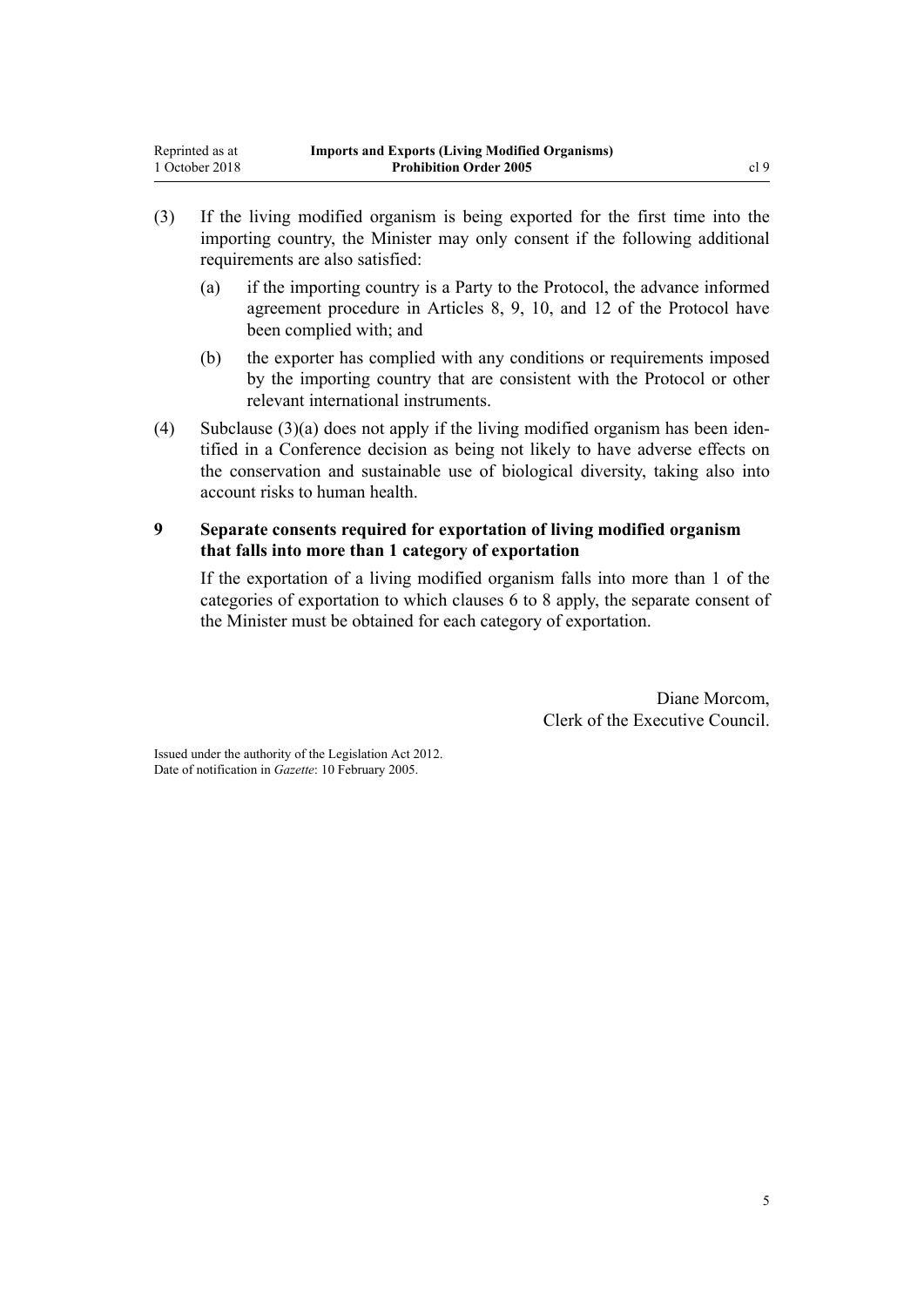(3) If the living modified organism is being exported for the first time into the importing country, the Minister may only consent if the following additional requirements are also satisfied:

  (a) if the importing country is a Party to the Protocol, the advance informed agreement procedure in Articles 8, 9, 10, and 12 of the Protocol have been complied with; and

  (b) the exporter has complied with any conditions or requirements imposed by the importing country that are consistent with the Protocol or other relevant international instruments.

(4) Subclause (3)(a) does not apply if the living modified organism has been identified in a Conference decision as being not likely to have adverse effects on the conservation and sustainable use of biological diversity, taking also into account risks to human health.

### 9 Separate consents required for exportation of living modified organism that falls into more than 1 category of exportation

If the exportation of a living modified organism falls into more than 1 of the categories of exportation to which clauses 6 to 8 apply, the separate consent of the Minister must be obtained for each category of exportation.

Diane Morcom,
Clerk of the Executive Council.

Issued under the authority of the Legislation Act 2012.
Date of notification in *Gazette*: 10 February 2005.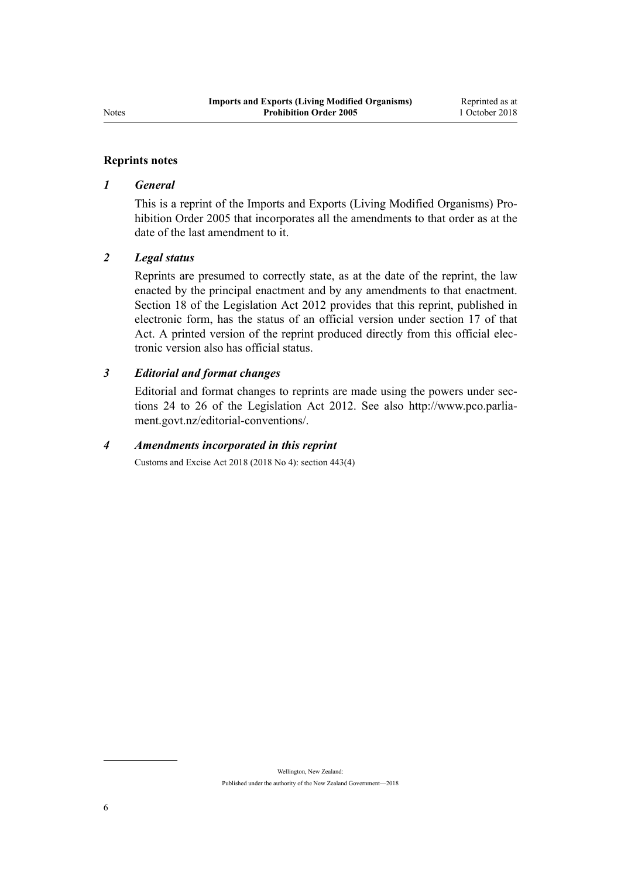## Reprints notes

### *1 General*

This is a reprint of the Imports and Exports (Living Modified Organisms) Prohibition Order 2005 that incorporates all the amendments to that order as at the date of the last amendment to it.

### *2 Legal status*

Reprints are presumed to correctly state, as at the date of the reprint, the law enacted by the principal enactment and by any amendments to that enactment. Section 18 of the Legislation Act 2012 provides that this reprint, published in electronic form, has the status of an official version under section 17 of that Act. A printed version of the reprint produced directly from this official electronic version also has official status.

### *3 Editorial and format changes*

Editorial and format changes to reprints are made using the powers under sections 24 to 26 of the Legislation Act 2012. See also http://www.pco.parliament.govt.nz/editorial-conventions/.

### *4 Amendments incorporated in this reprint*

Customs and Excise Act 2018 (2018 No 4): section 443(4)

Wellington, New Zealand:

Published under the authority of the New Zealand Government—2018